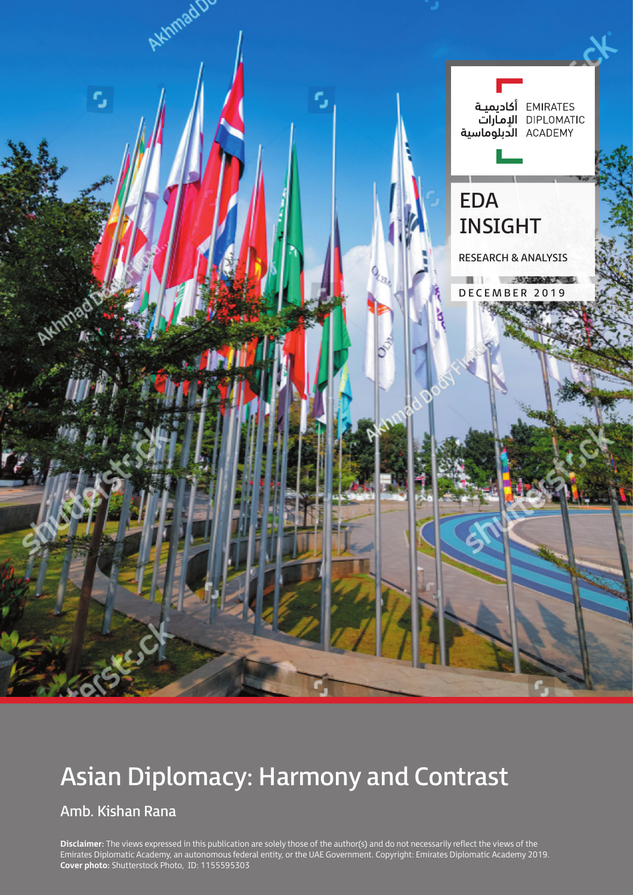أكاديمية الإمارات الدبلوماسية

EMIRATES DIPLOMATIC ACADEMY

EDA INSIGHT

RESEARCH & ANALYSIS

DECEMBER 2019

# Asian Diplomacy: Harmony and Contrast

## Amb. Kishan Rana

**Disclaimer:** The views expressed in this publication are solely those of the author(s) and do not necessarily reflect the views of the Emirates Diplomatic Academy, an autonomous federal entity, or the UAE Government. Copyright: Emirates Diplomatic Academy 2019.
**Cover photo:** Shutterstock Photo, ID: 1155595303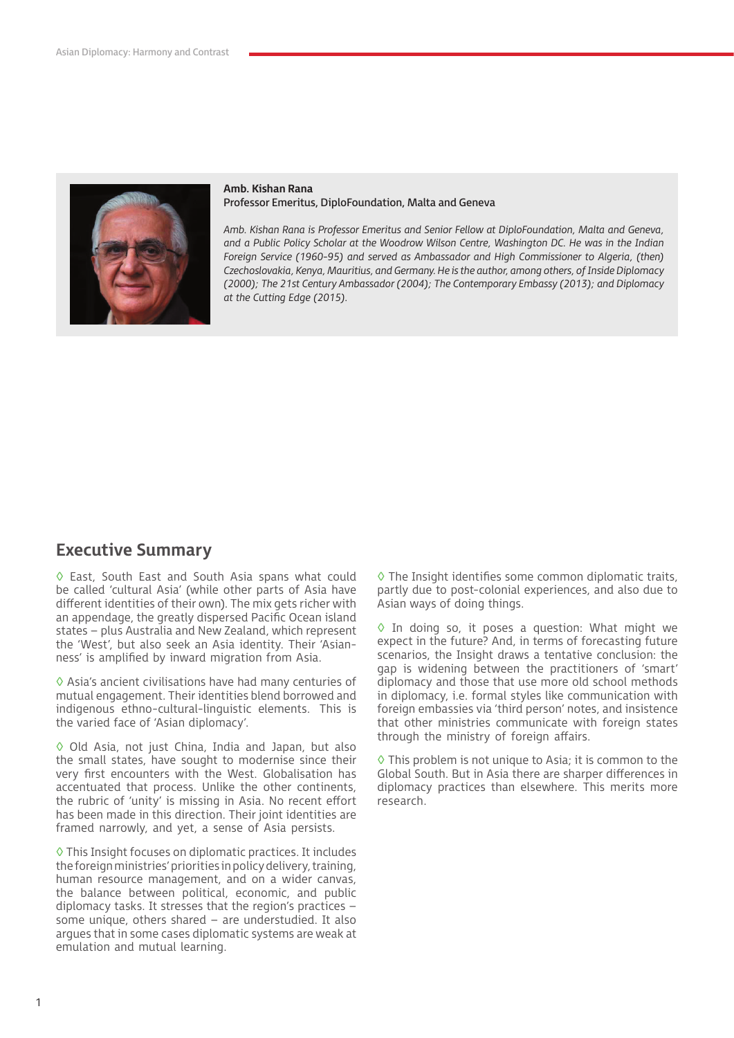**Amb. Kishan Rana**
**Professor Emeritus, DiploFoundation, Malta and Geneva**

*Amb. Kishan Rana is Professor Emeritus and Senior Fellow at DiploFoundation, Malta and Geneva, and a Public Policy Scholar at the Woodrow Wilson Centre, Washington DC. He was in the Indian Foreign Service (1960-95) and served as Ambassador and High Commissioner to Algeria, (then) Czechoslovakia, Kenya, Mauritius, and Germany. He is the author, among others, of Inside Diplomacy (2000); The 21st Century Ambassador (2004); The Contemporary Embassy (2013); and Diplomacy at the Cutting Edge (2015).*

## Executive Summary

◊ East, South East and South Asia spans what could be called 'cultural Asia' (while other parts of Asia have different identities of their own). The mix gets richer with an appendage, the greatly dispersed Pacific Ocean island states – plus Australia and New Zealand, which represent the 'West', but also seek an Asia identity. Their 'Asian-ness' is amplified by inward migration from Asia.

◊ Asia's ancient civilisations have had many centuries of mutual engagement. Their identities blend borrowed and indigenous ethno-cultural-linguistic elements. This is the varied face of 'Asian diplomacy'.

◊ Old Asia, not just China, India and Japan, but also the small states, have sought to modernise since their very first encounters with the West. Globalisation has accentuated that process. Unlike the other continents, the rubric of 'unity' is missing in Asia. No recent effort has been made in this direction. Their joint identities are framed narrowly, and yet, a sense of Asia persists.

◊ This Insight focuses on diplomatic practices. It includes the foreign ministries' priorities in policy delivery, training, human resource management, and on a wider canvas, the balance between political, economic, and public diplomacy tasks. It stresses that the region's practices – some unique, others shared – are understudied. It also argues that in some cases diplomatic systems are weak at emulation and mutual learning.

◊ The Insight identifies some common diplomatic traits, partly due to post-colonial experiences, and also due to Asian ways of doing things.

◊ In doing so, it poses a question: What might we expect in the future? And, in terms of forecasting future scenarios, the Insight draws a tentative conclusion: the gap is widening between the practitioners of 'smart' diplomacy and those that use more old school methods in diplomacy, i.e. formal styles like communication with foreign embassies via 'third person' notes, and insistence that other ministries communicate with foreign states through the ministry of foreign affairs.

◊ This problem is not unique to Asia; it is common to the Global South. But in Asia there are sharper differences in diplomacy practices than elsewhere. This merits more research.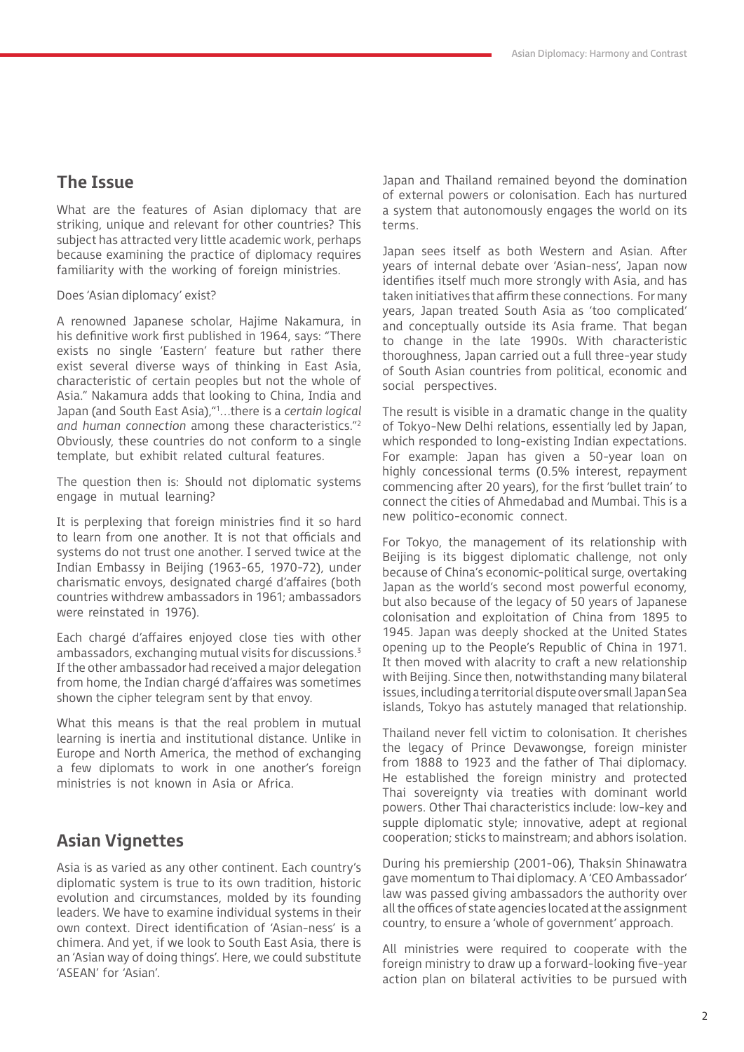## The Issue

What are the features of Asian diplomacy that are striking, unique and relevant for other countries? This subject has attracted very little academic work, perhaps because examining the practice of diplomacy requires familiarity with the working of foreign ministries.

Does 'Asian diplomacy' exist?

A renowned Japanese scholar, Hajime Nakamura, in his definitive work first published in 1964, says: "There exists no single 'Eastern' feature but rather there exist several diverse ways of thinking in East Asia, characteristic of certain peoples but not the whole of Asia." Nakamura adds that looking to China, India and Japan (and South East Asia),"[1]…there is a *certain logical and human connection* among these characteristics."[2] Obviously, these countries do not conform to a single template, but exhibit related cultural features.

The question then is: Should not diplomatic systems engage in mutual learning?

It is perplexing that foreign ministries find it so hard to learn from one another. It is not that officials and systems do not trust one another. I served twice at the Indian Embassy in Beijing (1963-65, 1970-72), under charismatic envoys, designated chargé d'affaires (both countries withdrew ambassadors in 1961; ambassadors were reinstated in 1976).

Each chargé d'affaires enjoyed close ties with other ambassadors, exchanging mutual visits for discussions.[3] If the other ambassador had received a major delegation from home, the Indian chargé d'affaires was sometimes shown the cipher telegram sent by that envoy.

What this means is that the real problem in mutual learning is inertia and institutional distance. Unlike in Europe and North America, the method of exchanging a few diplomats to work in one another's foreign ministries is not known in Asia or Africa.

## Asian Vignettes

Asia is as varied as any other continent. Each country's diplomatic system is true to its own tradition, historic evolution and circumstances, molded by its founding leaders. We have to examine individual systems in their own context. Direct identification of 'Asian-ness' is a chimera. And yet, if we look to South East Asia, there is an 'Asian way of doing things'. Here, we could substitute 'ASEAN' for 'Asian'.

Japan and Thailand remained beyond the domination of external powers or colonisation. Each has nurtured a system that autonomously engages the world on its terms.

Japan sees itself as both Western and Asian. After years of internal debate over 'Asian-ness', Japan now identifies itself much more strongly with Asia, and has taken initiatives that affirm these connections. For many years, Japan treated South Asia as 'too complicated' and conceptually outside its Asia frame. That began to change in the late 1990s. With characteristic thoroughness, Japan carried out a full three-year study of South Asian countries from political, economic and social perspectives.

The result is visible in a dramatic change in the quality of Tokyo-New Delhi relations, essentially led by Japan, which responded to long-existing Indian expectations. For example: Japan has given a 50-year loan on highly concessional terms (0.5% interest, repayment commencing after 20 years), for the first 'bullet train' to connect the cities of Ahmedabad and Mumbai. This is a new politico-economic connect.

For Tokyo, the management of its relationship with Beijing is its biggest diplomatic challenge, not only because of China's economic-political surge, overtaking Japan as the world's second most powerful economy, but also because of the legacy of 50 years of Japanese colonisation and exploitation of China from 1895 to 1945. Japan was deeply shocked at the United States opening up to the People's Republic of China in 1971. It then moved with alacrity to craft a new relationship with Beijing. Since then, notwithstanding many bilateral issues, including a territorial dispute over small Japan Sea islands, Tokyo has astutely managed that relationship.

Thailand never fell victim to colonisation. It cherishes the legacy of Prince Devawongse, foreign minister from 1888 to 1923 and the father of Thai diplomacy. He established the foreign ministry and protected Thai sovereignty via treaties with dominant world powers. Other Thai characteristics include: low-key and supple diplomatic style; innovative, adept at regional cooperation; sticks to mainstream; and abhors isolation.

During his premiership (2001-06), Thaksin Shinawatra gave momentum to Thai diplomacy. A 'CEO Ambassador' law was passed giving ambassadors the authority over all the offices of state agencies located at the assignment country, to ensure a 'whole of government' approach.

All ministries were required to cooperate with the foreign ministry to draw up a forward-looking five-year action plan on bilateral activities to be pursued with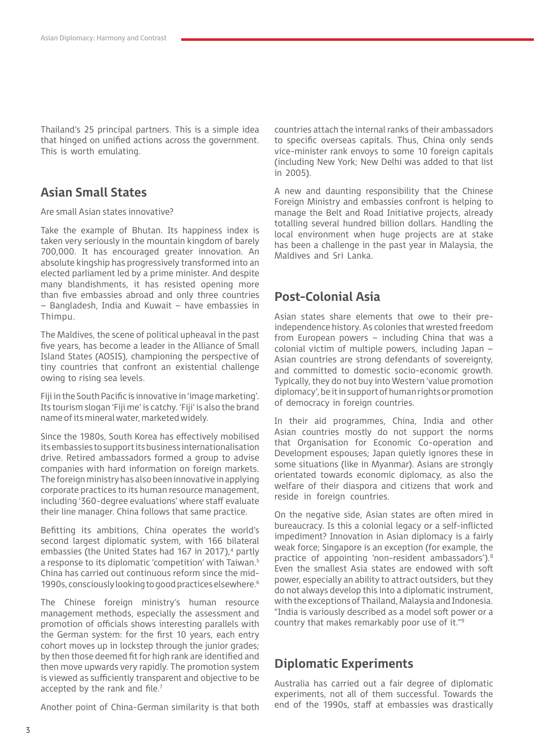Thailand's 25 principal partners. This is a simple idea that hinged on unified actions across the government. This is worth emulating.

## Asian Small States

Are small Asian states innovative?

Take the example of Bhutan. Its happiness index is taken very seriously in the mountain kingdom of barely 700,000. It has encouraged greater innovation. An absolute kingship has progressively transformed into an elected parliament led by a prime minister. And despite many blandishments, it has resisted opening more than five embassies abroad and only three countries – Bangladesh, India and Kuwait – have embassies in Thimpu.

The Maldives, the scene of political upheaval in the past five years, has become a leader in the Alliance of Small Island States (AOSIS), championing the perspective of tiny countries that confront an existential challenge owing to rising sea levels.

Fiji in the South Pacific is innovative in 'image marketing'. Its tourism slogan 'Fiji me' is catchy. 'Fiji' is also the brand name of its mineral water, marketed widely.

Since the 1980s, South Korea has effectively mobilised its embassies to support its business internationalisation drive. Retired ambassadors formed a group to advise companies with hard information on foreign markets. The foreign ministry has also been innovative in applying corporate practices to its human resource management, including '360-degree evaluations' where staff evaluate their line manager. China follows that same practice.

Befitting its ambitions, China operates the world's second largest diplomatic system, with 166 bilateral embassies (the United States had 167 in 2017),[4] partly a response to its diplomatic 'competition' with Taiwan.[5] China has carried out continuous reform since the mid-1990s, consciously looking to good practices elsewhere.[6]

The Chinese foreign ministry's human resource management methods, especially the assessment and promotion of officials shows interesting parallels with the German system: for the first 10 years, each entry cohort moves up in lockstep through the junior grades; by then those deemed fit for high rank are identified and then move upwards very rapidly. The promotion system is viewed as sufficiently transparent and objective to be accepted by the rank and file.[7]

Another point of China-German similarity is that both countries attach the internal ranks of their ambassadors to specific overseas capitals. Thus, China only sends vice-minister rank envoys to some 10 foreign capitals (including New York; New Delhi was added to that list in 2005).

A new and daunting responsibility that the Chinese Foreign Ministry and embassies confront is helping to manage the Belt and Road Initiative projects, already totalling several hundred billion dollars. Handling the local environment when huge projects are at stake has been a challenge in the past year in Malaysia, the Maldives and Sri Lanka.

## Post-Colonial Asia

Asian states share elements that owe to their pre-independence history. As colonies that wrested freedom from European powers – including China that was a colonial victim of multiple powers, including Japan – Asian countries are strong defendants of sovereignty, and committed to domestic socio-economic growth. Typically, they do not buy into Western 'value promotion diplomacy', be it in support of human rights or promotion of democracy in foreign countries.

In their aid programmes, China, India and other Asian countries mostly do not support the norms that Organisation for Economic Co-operation and Development espouses; Japan quietly ignores these in some situations (like in Myanmar). Asians are strongly orientated towards economic diplomacy, as also the welfare of their diaspora and citizens that work and reside in foreign countries.

On the negative side, Asian states are often mired in bureaucracy. Is this a colonial legacy or a self-inflicted impediment? Innovation in Asian diplomacy is a fairly weak force; Singapore is an exception (for example, the practice of appointing 'non-resident ambassadors').[8] Even the smallest Asia states are endowed with soft power, especially an ability to attract outsiders, but they do not always develop this into a diplomatic instrument, with the exceptions of Thailand, Malaysia and Indonesia. "India is variously described as a model soft power or a country that makes remarkably poor use of it."[9]

## Diplomatic Experiments

Australia has carried out a fair degree of diplomatic experiments, not all of them successful. Towards the end of the 1990s, staff at embassies was drastically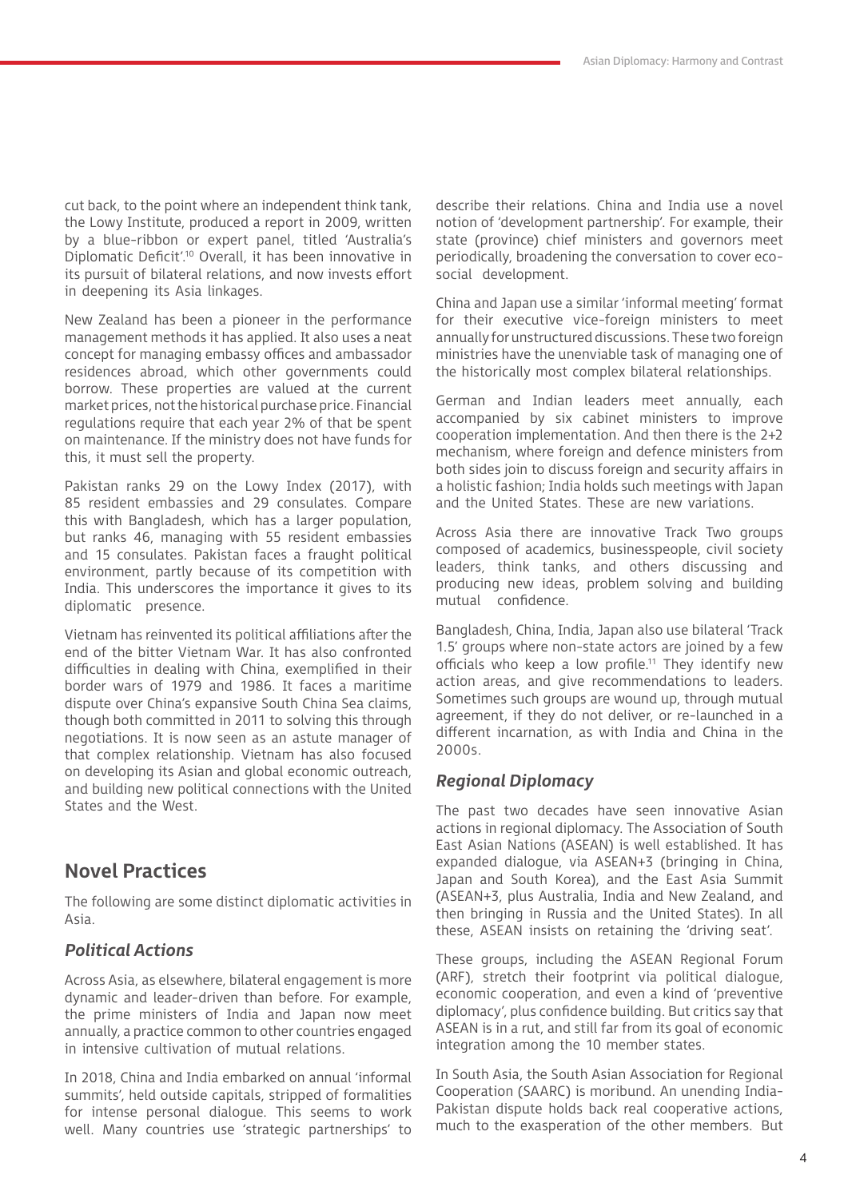cut back, to the point where an independent think tank, the Lowy Institute, produced a report in 2009, written by a blue-ribbon or expert panel, titled 'Australia's Diplomatic Deficit'.[10] Overall, it has been innovative in its pursuit of bilateral relations, and now invests effort in deepening its Asia linkages.

New Zealand has been a pioneer in the performance management methods it has applied. It also uses a neat concept for managing embassy offices and ambassador residences abroad, which other governments could borrow. These properties are valued at the current market prices, not the historical purchase price. Financial regulations require that each year 2% of that be spent on maintenance. If the ministry does not have funds for this, it must sell the property.

Pakistan ranks 29 on the Lowy Index (2017), with 85 resident embassies and 29 consulates. Compare this with Bangladesh, which has a larger population, but ranks 46, managing with 55 resident embassies and 15 consulates. Pakistan faces a fraught political environment, partly because of its competition with India. This underscores the importance it gives to its diplomatic presence.

Vietnam has reinvented its political affiliations after the end of the bitter Vietnam War. It has also confronted difficulties in dealing with China, exemplified in their border wars of 1979 and 1986. It faces a maritime dispute over China's expansive South China Sea claims, though both committed in 2011 to solving this through negotiations. It is now seen as an astute manager of that complex relationship. Vietnam has also focused on developing its Asian and global economic outreach, and building new political connections with the United States and the West.

## Novel Practices

The following are some distinct diplomatic activities in Asia.

### *Political Actions*

Across Asia, as elsewhere, bilateral engagement is more dynamic and leader-driven than before. For example, the prime ministers of India and Japan now meet annually, a practice common to other countries engaged in intensive cultivation of mutual relations.

In 2018, China and India embarked on annual 'informal summits', held outside capitals, stripped of formalities for intense personal dialogue. This seems to work well. Many countries use 'strategic partnerships' to describe their relations. China and India use a novel notion of 'development partnership'. For example, their state (province) chief ministers and governors meet periodically, broadening the conversation to cover eco-social development.

China and Japan use a similar 'informal meeting' format for their executive vice-foreign ministers to meet annually for unstructured discussions. These two foreign ministries have the unenviable task of managing one of the historically most complex bilateral relationships.

German and Indian leaders meet annually, each accompanied by six cabinet ministers to improve cooperation implementation. And then there is the 2+2 mechanism, where foreign and defence ministers from both sides join to discuss foreign and security affairs in a holistic fashion; India holds such meetings with Japan and the United States. These are new variations.

Across Asia there are innovative Track Two groups composed of academics, businesspeople, civil society leaders, think tanks, and others discussing and producing new ideas, problem solving and building mutual confidence.

Bangladesh, China, India, Japan also use bilateral 'Track 1.5' groups where non-state actors are joined by a few officials who keep a low profile.[11] They identify new action areas, and give recommendations to leaders. Sometimes such groups are wound up, through mutual agreement, if they do not deliver, or re-launched in a different incarnation, as with India and China in the 2000s.

### *Regional Diplomacy*

The past two decades have seen innovative Asian actions in regional diplomacy. The Association of South East Asian Nations (ASEAN) is well established. It has expanded dialogue, via ASEAN+3 (bringing in China, Japan and South Korea), and the East Asia Summit (ASEAN+3, plus Australia, India and New Zealand, and then bringing in Russia and the United States). In all these, ASEAN insists on retaining the 'driving seat'.

These groups, including the ASEAN Regional Forum (ARF), stretch their footprint via political dialogue, economic cooperation, and even a kind of 'preventive diplomacy', plus confidence building. But critics say that ASEAN is in a rut, and still far from its goal of economic integration among the 10 member states.

In South Asia, the South Asian Association for Regional Cooperation (SAARC) is moribund. An unending India-Pakistan dispute holds back real cooperative actions, much to the exasperation of the other members. But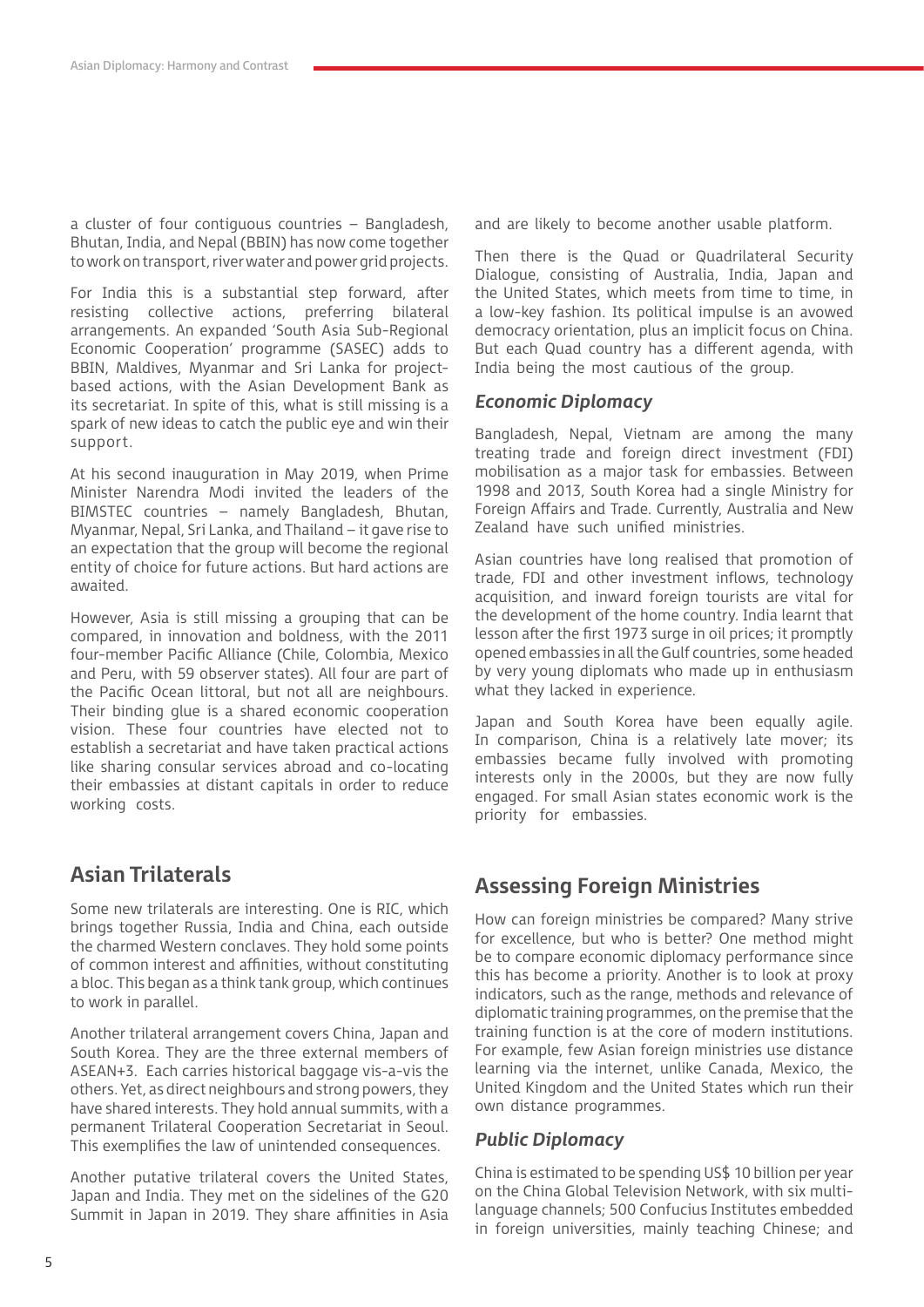a cluster of four contiguous countries – Bangladesh, Bhutan, India, and Nepal (BBIN) has now come together to work on transport, river water and power grid projects.

For India this is a substantial step forward, after resisting collective actions, preferring bilateral arrangements. An expanded 'South Asia Sub-Regional Economic Cooperation' programme (SASEC) adds to BBIN, Maldives, Myanmar and Sri Lanka for project-based actions, with the Asian Development Bank as its secretariat. In spite of this, what is still missing is a spark of new ideas to catch the public eye and win their support.

At his second inauguration in May 2019, when Prime Minister Narendra Modi invited the leaders of the BIMSTEC countries – namely Bangladesh, Bhutan, Myanmar, Nepal, Sri Lanka, and Thailand – it gave rise to an expectation that the group will become the regional entity of choice for future actions. But hard actions are awaited.

However, Asia is still missing a grouping that can be compared, in innovation and boldness, with the 2011 four-member Pacific Alliance (Chile, Colombia, Mexico and Peru, with 59 observer states). All four are part of the Pacific Ocean littoral, but not all are neighbours. Their binding glue is a shared economic cooperation vision. These four countries have elected not to establish a secretariat and have taken practical actions like sharing consular services abroad and co-locating their embassies at distant capitals in order to reduce working costs.

## Asian Trilaterals

Some new trilaterals are interesting. One is RIC, which brings together Russia, India and China, each outside the charmed Western conclaves. They hold some points of common interest and affinities, without constituting a bloc. This began as a think tank group, which continues to work in parallel.

Another trilateral arrangement covers China, Japan and South Korea. They are the three external members of ASEAN+3. Each carries historical baggage vis-a-vis the others. Yet, as direct neighbours and strong powers, they have shared interests. They hold annual summits, with a permanent Trilateral Cooperation Secretariat in Seoul. This exemplifies the law of unintended consequences.

Another putative trilateral covers the United States, Japan and India. They met on the sidelines of the G20 Summit in Japan in 2019. They share affinities in Asia and are likely to become another usable platform.

Then there is the Quad or Quadrilateral Security Dialogue, consisting of Australia, India, Japan and the United States, which meets from time to time, in a low-key fashion. Its political impulse is an avowed democracy orientation, plus an implicit focus on China. But each Quad country has a different agenda, with India being the most cautious of the group.

### *Economic Diplomacy*

Bangladesh, Nepal, Vietnam are among the many treating trade and foreign direct investment (FDI) mobilisation as a major task for embassies. Between 1998 and 2013, South Korea had a single Ministry for Foreign Affairs and Trade. Currently, Australia and New Zealand have such unified ministries.

Asian countries have long realised that promotion of trade, FDI and other investment inflows, technology acquisition, and inward foreign tourists are vital for the development of the home country. India learnt that lesson after the first 1973 surge in oil prices; it promptly opened embassies in all the Gulf countries, some headed by very young diplomats who made up in enthusiasm what they lacked in experience.

Japan and South Korea have been equally agile. In comparison, China is a relatively late mover; its embassies became fully involved with promoting interests only in the 2000s, but they are now fully engaged. For small Asian states economic work is the priority for embassies.

## Assessing Foreign Ministries

How can foreign ministries be compared? Many strive for excellence, but who is better? One method might be to compare economic diplomacy performance since this has become a priority. Another is to look at proxy indicators, such as the range, methods and relevance of diplomatic training programmes, on the premise that the training function is at the core of modern institutions. For example, few Asian foreign ministries use distance learning via the internet, unlike Canada, Mexico, the United Kingdom and the United States which run their own distance programmes.

### *Public Diplomacy*

China is estimated to be spending US$ 10 billion per year on the China Global Television Network, with six multi-language channels; 500 Confucius Institutes embedded in foreign universities, mainly teaching Chinese; and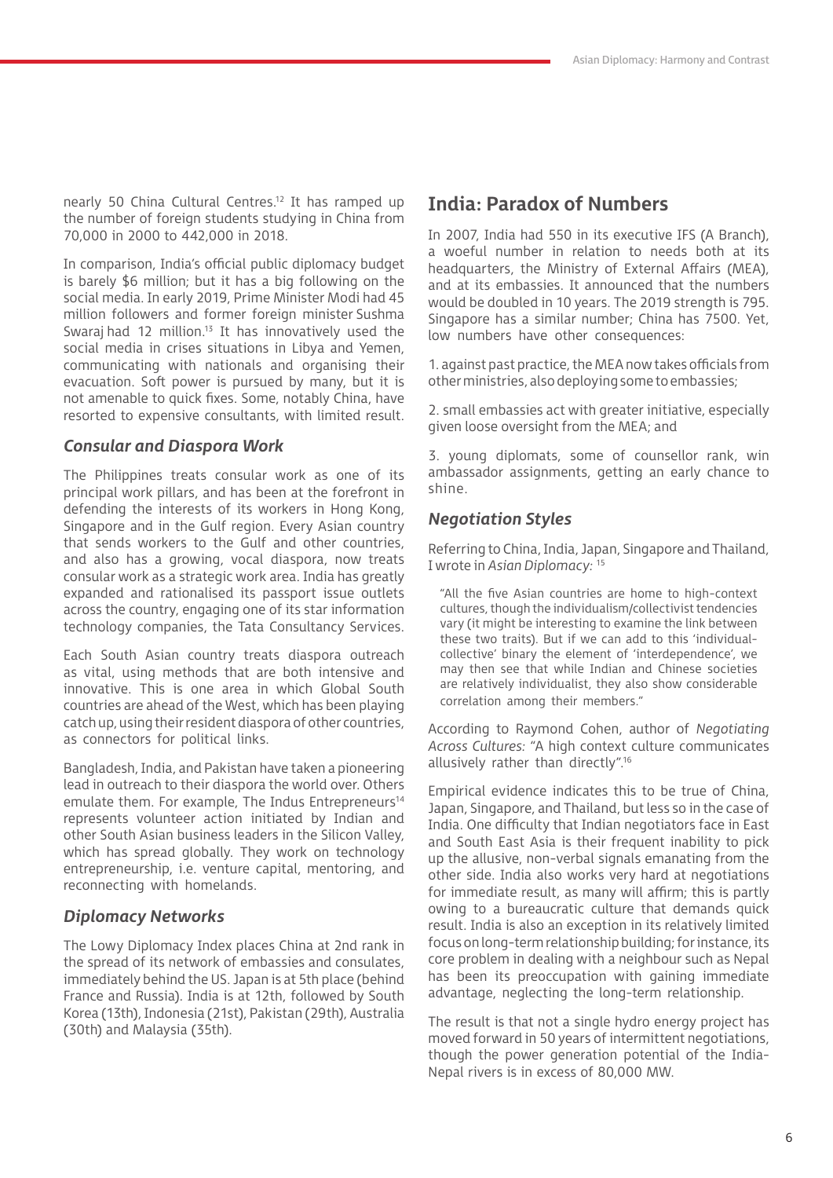nearly 50 China Cultural Centres.[12] It has ramped up the number of foreign students studying in China from 70,000 in 2000 to 442,000 in 2018.

In comparison, India's official public diplomacy budget is barely $6 million; but it has a big following on the social media. In early 2019, Prime Minister Modi had 45 million followers and former foreign minister Sushma Swaraj had 12 million.[13] It has innovatively used the social media in crises situations in Libya and Yemen, communicating with nationals and organising their evacuation. Soft power is pursued by many, but it is not amenable to quick fixes. Some, notably China, have resorted to expensive consultants, with limited result.

### *Consular and Diaspora Work*

The Philippines treats consular work as one of its principal work pillars, and has been at the forefront in defending the interests of its workers in Hong Kong, Singapore and in the Gulf region. Every Asian country that sends workers to the Gulf and other countries, and also has a growing, vocal diaspora, now treats consular work as a strategic work area. India has greatly expanded and rationalised its passport issue outlets across the country, engaging one of its star information technology companies, the Tata Consultancy Services.

Each South Asian country treats diaspora outreach as vital, using methods that are both intensive and innovative. This is one area in which Global South countries are ahead of the West, which has been playing catch up, using their resident diaspora of other countries, as connectors for political links.

Bangladesh, India, and Pakistan have taken a pioneering lead in outreach to their diaspora the world over. Others emulate them. For example, The Indus Entrepreneurs[14] represents volunteer action initiated by Indian and other South Asian business leaders in the Silicon Valley, which has spread globally. They work on technology entrepreneurship, i.e. venture capital, mentoring, and reconnecting with homelands.

### *Diplomacy Networks*

The Lowy Diplomacy Index places China at 2nd rank in the spread of its network of embassies and consulates, immediately behind the US. Japan is at 5th place (behind France and Russia). India is at 12th, followed by South Korea (13th), Indonesia (21st), Pakistan (29th), Australia (30th) and Malaysia (35th).

## India: Paradox of Numbers

In 2007, India had 550 in its executive IFS (A Branch), a woeful number in relation to needs both at its headquarters, the Ministry of External Affairs (MEA), and at its embassies. It announced that the numbers would be doubled in 10 years. The 2019 strength is 795. Singapore has a similar number; China has 7500. Yet, low numbers have other consequences:

1. against past practice, the MEA now takes officials from other ministries, also deploying some to embassies;

2. small embassies act with greater initiative, especially given loose oversight from the MEA; and

3. young diplomats, some of counsellor rank, win ambassador assignments, getting an early chance to shine.

### *Negotiation Styles*

Referring to China, India, Japan, Singapore and Thailand, I wrote in *Asian Diplomacy*: [15]

> "All the five Asian countries are home to high-context cultures, though the individualism/collectivist tendencies vary (it might be interesting to examine the link between these two traits). But if we can add to this 'individual-collective' binary the element of 'interdependence', we may then see that while Indian and Chinese societies are relatively individualist, they also show considerable correlation among their members."

According to Raymond Cohen, author of *Negotiating Across Cultures:* "A high context culture communicates allusively rather than directly".[16]

Empirical evidence indicates this to be true of China, Japan, Singapore, and Thailand, but less so in the case of India. One difficulty that Indian negotiators face in East and South East Asia is their frequent inability to pick up the allusive, non-verbal signals emanating from the other side. India also works very hard at negotiations for immediate result, as many will affirm; this is partly owing to a bureaucratic culture that demands quick result. India is also an exception in its relatively limited focus on long-term relationship building; for instance, its core problem in dealing with a neighbour such as Nepal has been its preoccupation with gaining immediate advantage, neglecting the long-term relationship.

The result is that not a single hydro energy project has moved forward in 50 years of intermittent negotiations, though the power generation potential of the India-Nepal rivers is in excess of 80,000 MW.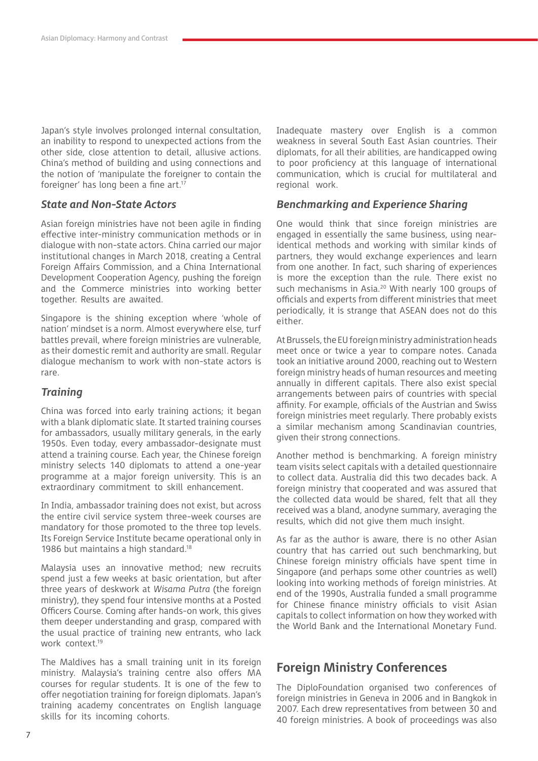Japan's style involves prolonged internal consultation, an inability to respond to unexpected actions from the other side, close attention to detail, allusive actions. China's method of building and using connections and the notion of 'manipulate the foreigner to contain the foreigner' has long been a fine art.[17]

### *State and Non-State Actors*

Asian foreign ministries have not been agile in finding effective inter-ministry communication methods or in dialogue with non-state actors. China carried our major institutional changes in March 2018, creating a Central Foreign Affairs Commission, and a China International Development Cooperation Agency, pushing the foreign and the Commerce ministries into working better together. Results are awaited.

Singapore is the shining exception where 'whole of nation' mindset is a norm. Almost everywhere else, turf battles prevail, where foreign ministries are vulnerable, as their domestic remit and authority are small. Regular dialogue mechanism to work with non-state actors is rare.

### *Training*

China was forced into early training actions; it began with a blank diplomatic slate. It started training courses for ambassadors, usually military generals, in the early 1950s. Even today, every ambassador-designate must attend a training course. Each year, the Chinese foreign ministry selects 140 diplomats to attend a one-year programme at a major foreign university. This is an extraordinary commitment to skill enhancement.

In India, ambassador training does not exist, but across the entire civil service system three-week courses are mandatory for those promoted to the three top levels. Its Foreign Service Institute became operational only in 1986 but maintains a high standard.[18]

Malaysia uses an innovative method; new recruits spend just a few weeks at basic orientation, but after three years of deskwork at *Wisama Putra* (the foreign ministry), they spend four intensive months at a Posted Officers Course. Coming after hands-on work, this gives them deeper understanding and grasp, compared with the usual practice of training new entrants, who lack work context.[19]

The Maldives has a small training unit in its foreign ministry. Malaysia's training centre also offers MA courses for regular students. It is one of the few to offer negotiation training for foreign diplomats. Japan's training academy concentrates on English language skills for its incoming cohorts.

Inadequate mastery over English is a common weakness in several South East Asian countries. Their diplomats, for all their abilities, are handicapped owing to poor proficiency at this language of international communication, which is crucial for multilateral and regional work.

### *Benchmarking and Experience Sharing*

One would think that since foreign ministries are engaged in essentially the same business, using near-identical methods and working with similar kinds of partners, they would exchange experiences and learn from one another. In fact, such sharing of experiences is more the exception than the rule. There exist no such mechanisms in Asia.[20] With nearly 100 groups of officials and experts from different ministries that meet periodically, it is strange that ASEAN does not do this either.

At Brussels, the EU foreign ministry administration heads meet once or twice a year to compare notes. Canada took an initiative around 2000, reaching out to Western foreign ministry heads of human resources and meeting annually in different capitals. There also exist special arrangements between pairs of countries with special affinity. For example, officials of the Austrian and Swiss foreign ministries meet regularly. There probably exists a similar mechanism among Scandinavian countries, given their strong connections.

Another method is benchmarking. A foreign ministry team visits select capitals with a detailed questionnaire to collect data. Australia did this two decades back. A foreign ministry that cooperated and was assured that the collected data would be shared, felt that all they received was a bland, anodyne summary, averaging the results, which did not give them much insight.

As far as the author is aware, there is no other Asian country that has carried out such benchmarking, but Chinese foreign ministry officials have spent time in Singapore (and perhaps some other countries as well) looking into working methods of foreign ministries. At end of the 1990s, Australia funded a small programme for Chinese finance ministry officials to visit Asian capitals to collect information on how they worked with the World Bank and the International Monetary Fund.

## Foreign Ministry Conferences

The DiploFoundation organised two conferences of foreign ministries in Geneva in 2006 and in Bangkok in 2007. Each drew representatives from between 30 and 40 foreign ministries. A book of proceedings was also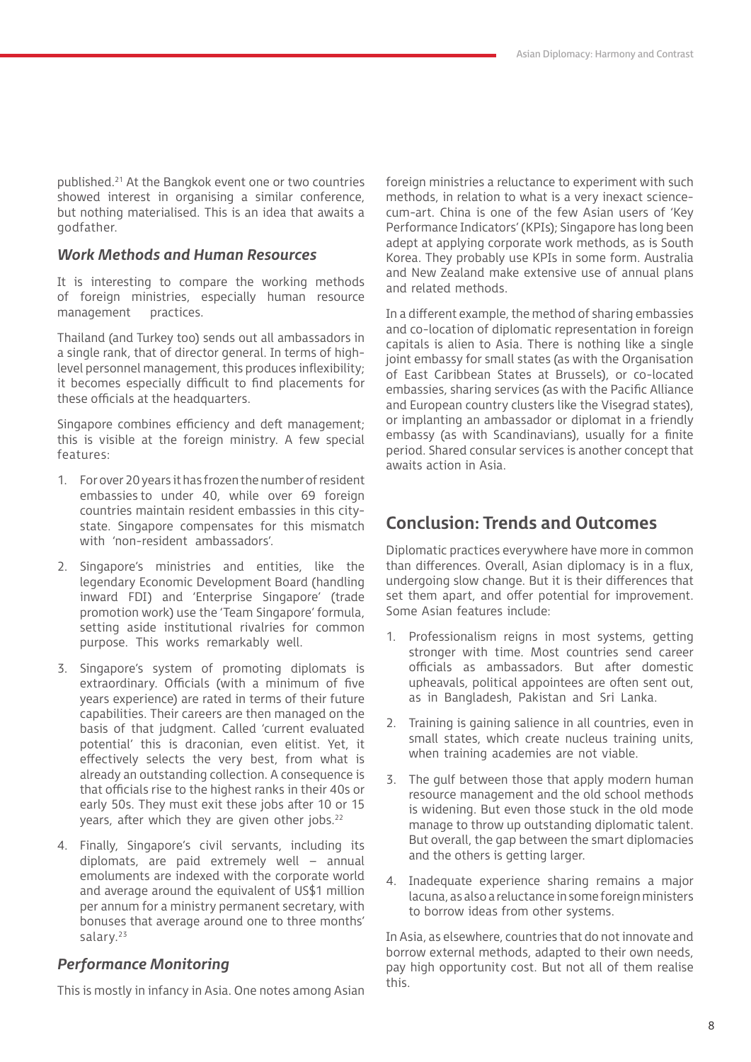published.[21] At the Bangkok event one or two countries showed interest in organising a similar conference, but nothing materialised. This is an idea that awaits a godfather.

### *Work Methods and Human Resources*

It is interesting to compare the working methods of foreign ministries, especially human resource management practices.

Thailand (and Turkey too) sends out all ambassadors in a single rank, that of director general. In terms of high-level personnel management, this produces inflexibility; it becomes especially difficult to find placements for these officials at the headquarters.

Singapore combines efficiency and deft management; this is visible at the foreign ministry. A few special features:

1. For over 20 years it has frozen the number of resident embassies to under 40, while over 69 foreign countries maintain resident embassies in this city-state. Singapore compensates for this mismatch with 'non-resident ambassadors'.
2. Singapore's ministries and entities, like the legendary Economic Development Board (handling inward FDI) and 'Enterprise Singapore' (trade promotion work) use the 'Team Singapore' formula, setting aside institutional rivalries for common purpose. This works remarkably well.
3. Singapore's system of promoting diplomats is extraordinary. Officials (with a minimum of five years experience) are rated in terms of their future capabilities. Their careers are then managed on the basis of that judgment. Called 'current evaluated potential' this is draconian, even elitist. Yet, it effectively selects the very best, from what is already an outstanding collection. A consequence is that officials rise to the highest ranks in their 40s or early 50s. They must exit these jobs after 10 or 15 years, after which they are given other jobs.[22]
4. Finally, Singapore's civil servants, including its diplomats, are paid extremely well – annual emoluments are indexed with the corporate world and average around the equivalent of US$1 million per annum for a ministry permanent secretary, with bonuses that average around one to three months' salary.[23]

### *Performance Monitoring*

This is mostly in infancy in Asia. One notes among Asian foreign ministries a reluctance to experiment with such methods, in relation to what is a very inexact science-cum-art. China is one of the few Asian users of 'Key Performance Indicators' (KPIs); Singapore has long been adept at applying corporate work methods, as is South Korea. They probably use KPIs in some form. Australia and New Zealand make extensive use of annual plans and related methods.

In a different example, the method of sharing embassies and co-location of diplomatic representation in foreign capitals is alien to Asia. There is nothing like a single joint embassy for small states (as with the Organisation of East Caribbean States at Brussels), or co-located embassies, sharing services (as with the Pacific Alliance and European country clusters like the Visegrad states), or implanting an ambassador or diplomat in a friendly embassy (as with Scandinavians), usually for a finite period. Shared consular services is another concept that awaits action in Asia.

## Conclusion: Trends and Outcomes

Diplomatic practices everywhere have more in common than differences. Overall, Asian diplomacy is in a flux, undergoing slow change. But it is their differences that set them apart, and offer potential for improvement. Some Asian features include:

1. Professionalism reigns in most systems, getting stronger with time. Most countries send career officials as ambassadors. But after domestic upheavals, political appointees are often sent out, as in Bangladesh, Pakistan and Sri Lanka.
2. Training is gaining salience in all countries, even in small states, which create nucleus training units, when training academies are not viable.
3. The gulf between those that apply modern human resource management and the old school methods is widening. But even those stuck in the old mode manage to throw up outstanding diplomatic talent. But overall, the gap between the smart diplomacies and the others is getting larger.
4. Inadequate experience sharing remains a major lacuna, as also a reluctance in some foreign ministers to borrow ideas from other systems.

In Asia, as elsewhere, countries that do not innovate and borrow external methods, adapted to their own needs, pay high opportunity cost. But not all of them realise this.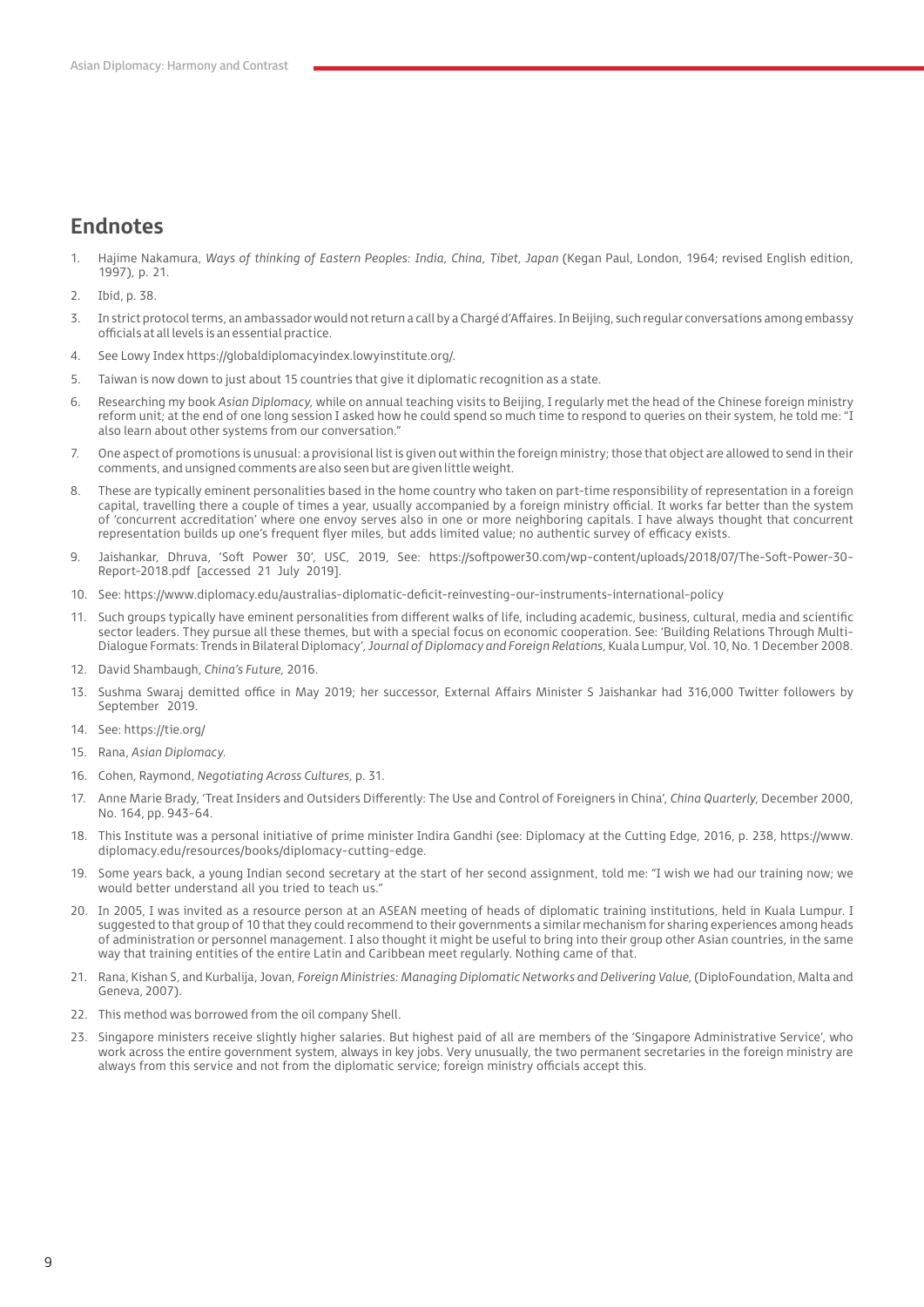## Endnotes

1. Hajime Nakamura, *Ways of thinking of Eastern Peoples: India, China, Tibet, Japan* (Kegan Paul, London, 1964; revised English edition, 1997), p. 21.
2. Ibid, p. 38.
3. In strict protocol terms, an ambassador would not return a call by a Chargé d'Affaires. In Beijing, such regular conversations among embassy officials at all levels is an essential practice.
4. See Lowy Index https://globaldiplomacyindex.lowyinstitute.org/.
5. Taiwan is now down to just about 15 countries that give it diplomatic recognition as a state.
6. Researching my book *Asian Diplomacy,* while on annual teaching visits to Beijing, I regularly met the head of the Chinese foreign ministry reform unit; at the end of one long session I asked how he could spend so much time to respond to queries on their system, he told me: "I also learn about other systems from our conversation."
7. One aspect of promotions is unusual: a provisional list is given out within the foreign ministry; those that object are allowed to send in their comments, and unsigned comments are also seen but are given little weight.
8. These are typically eminent personalities based in the home country who taken on part-time responsibility of representation in a foreign capital, travelling there a couple of times a year, usually accompanied by a foreign ministry official. It works far better than the system of 'concurrent accreditation' where one envoy serves also in one or more neighboring capitals. I have always thought that concurrent representation builds up one's frequent flyer miles, but adds limited value; no authentic survey of efficacy exists.
9. Jaishankar, Dhruva, 'Soft Power 30', USC, 2019, See: https://softpower30.com/wp-content/uploads/2018/07/The-Soft-Power-30-Report-2018.pdf [accessed 21 July 2019].
10. See: https://www.diplomacy.edu/australias-diplomatic-deficit-reinvesting-our-instruments-international-policy
11. Such groups typically have eminent personalities from different walks of life, including academic, business, cultural, media and scientific sector leaders. They pursue all these themes, but with a special focus on economic cooperation. See: 'Building Relations Through Multi-Dialogue Formats: Trends in Bilateral Diplomacy', *Journal of Diplomacy and Foreign Relations,* Kuala Lumpur, Vol. 10, No. 1 December 2008.
12. David Shambaugh, *China's Future,* 2016.
13. Sushma Swaraj demitted office in May 2019; her successor, External Affairs Minister S Jaishankar had 316,000 Twitter followers by September 2019.
14. See: https://tie.org/
15. Rana, *Asian Diplomacy.*
16. Cohen, Raymond, *Negotiating Across Cultures,* p. 31.
17. Anne Marie Brady, 'Treat Insiders and Outsiders Differently: The Use and Control of Foreigners in China', *China Quarterly,* December 2000, No. 164, pp. 943-64.
18. This Institute was a personal initiative of prime minister Indira Gandhi (see: Diplomacy at the Cutting Edge, 2016, p. 238, https://www.diplomacy.edu/resources/books/diplomacy-cutting-edge.
19. Some years back, a young Indian second secretary at the start of her second assignment, told me: "I wish we had our training now; we would better understand all you tried to teach us."
20. In 2005, I was invited as a resource person at an ASEAN meeting of heads of diplomatic training institutions, held in Kuala Lumpur. I suggested to that group of 10 that they could recommend to their governments a similar mechanism for sharing experiences among heads of administration or personnel management. I also thought it might be useful to bring into their group other Asian countries, in the same way that training entities of the entire Latin and Caribbean meet regularly. Nothing came of that.
21. Rana, Kishan S, and Kurbalija, Jovan, *Foreign Ministries: Managing Diplomatic Networks and Delivering Value,* (DiploFoundation, Malta and Geneva, 2007).
22. This method was borrowed from the oil company Shell.
23. Singapore ministers receive slightly higher salaries. But highest paid of all are members of the 'Singapore Administrative Service', who work across the entire government system, always in key jobs. Very unusually, the two permanent secretaries in the foreign ministry are always from this service and not from the diplomatic service; foreign ministry officials accept this.